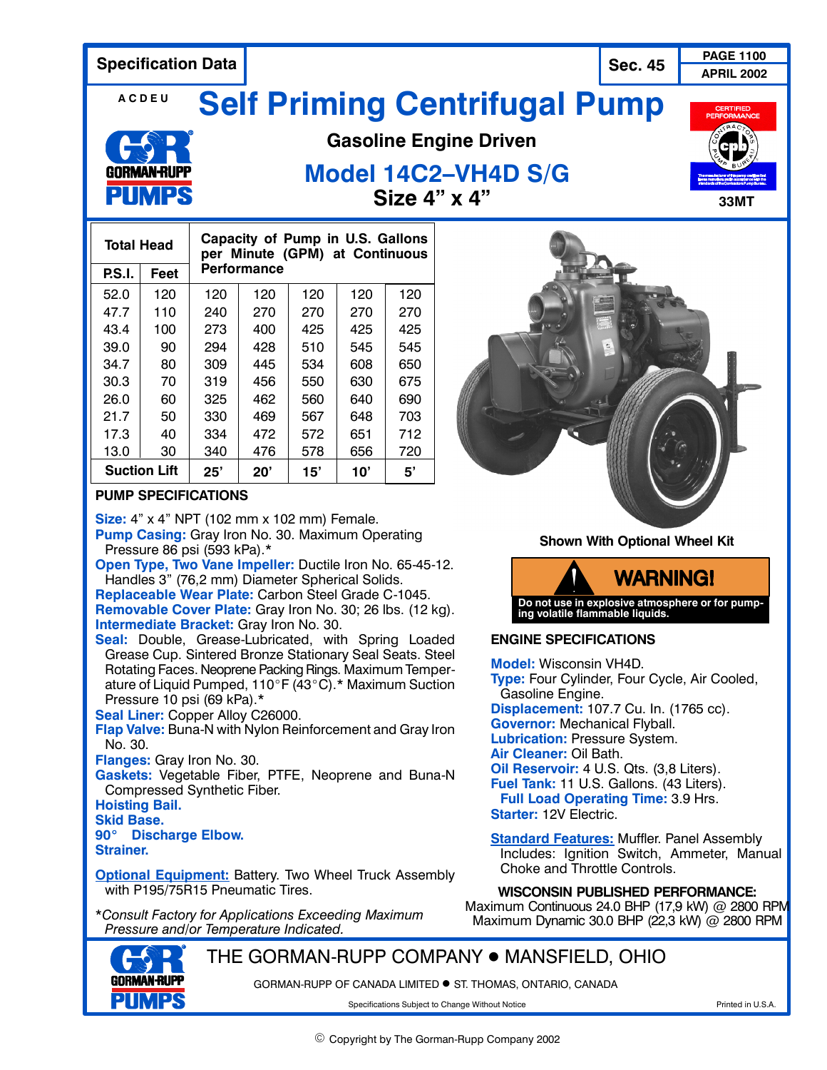Specification Data | Sec. 45 | PAGE 1100 | APRIL 2002

A C D E U

# Self Priming Centrifugal Pump

## Gasoline Engine Driven

## Model 14C2–VH4D S/G

### Size 4" x 4"

33MT

| Total Head | | Capacity of Pump in U.S. Gallons per Minute (GPM) at Continuous Performance | | | | |
|---|---|---|---|---|---|---|
| P.S.I. | Feet | | | | | |
| 52.0 | 120 | 120 | 120 | 120 | 120 | 120 |
| 47.7 | 110 | 240 | 270 | 270 | 270 | 270 |
| 43.4 | 100 | 273 | 400 | 425 | 425 | 425 |
| 39.0 | 90 | 294 | 428 | 510 | 545 | 545 |
| 34.7 | 80 | 309 | 445 | 534 | 608 | 650 |
| 30.3 | 70 | 319 | 456 | 550 | 630 | 675 |
| 26.0 | 60 | 325 | 462 | 560 | 640 | 690 |
| 21.7 | 50 | 330 | 469 | 567 | 648 | 703 |
| 17.3 | 40 | 334 | 472 | 572 | 651 | 712 |
| 13.0 | 30 | 340 | 476 | 578 | 656 | 720 |
| Suction Lift | | 25' | 20' | 15' | 10' | 5' |

Shown With Optional Wheel Kit

**WARNING!**
**Do not use in explosive atmosphere or for pumping volatile flammable liquids.**

### PUMP SPECIFICATIONS

**Size:** 4" x 4" NPT (102 mm x 102 mm) Female.
**Pump Casing:** Gray Iron No. 30. Maximum Operating Pressure 86 psi (593 kPa).*
**Open Type, Two Vane Impeller:** Ductile Iron No. 65-45-12. Handles 3" (76,2 mm) Diameter Spherical Solids.
**Replaceable Wear Plate:** Carbon Steel Grade C-1045.
**Removable Cover Plate:** Gray Iron No. 30; 26 lbs. (12 kg).
**Intermediate Bracket:** Gray Iron No. 30.
**Seal:** Double, Grease-Lubricated, with Spring Loaded Grease Cup. Sintered Bronze Stationary Seal Seats. Steel Rotating Faces. Neoprene Packing Rings. Maximum Temperature of Liquid Pumped, 110°F (43°C).* Maximum Suction Pressure 10 psi (69 kPa).*
**Seal Liner:** Copper Alloy C26000.
**Flap Valve:** Buna-N with Nylon Reinforcement and Gray Iron No. 30.
**Flanges:** Gray Iron No. 30.
**Gaskets:** Vegetable Fiber, PTFE, Neoprene and Buna-N Compressed Synthetic Fiber.
**Hoisting Bail.**
**Skid Base.**
**90° Discharge Elbow.**
**Strainer.**

**Optional Equipment:** Battery. Two Wheel Truck Assembly with P195/75R15 Pneumatic Tires.

*\*Consult Factory for Applications Exceeding Maximum Pressure and/or Temperature Indicated.*

### ENGINE SPECIFICATIONS

**Model:** Wisconsin VH4D.
**Type:** Four Cylinder, Four Cycle, Air Cooled, Gasoline Engine.
**Displacement:** 107.7 Cu. In. (1765 cc).
**Governor:** Mechanical Flyball.
**Lubrication:** Pressure System.
**Air Cleaner:** Oil Bath.
**Oil Reservoir:** 4 U.S. Qts. (3,8 Liters).
**Fuel Tank:** 11 U.S. Gallons. (43 Liters).
**Full Load Operating Time:** 3.9 Hrs.
**Starter:** 12V Electric.

**Standard Features:** Muffler. Panel Assembly Includes: Ignition Switch, Ammeter, Manual Choke and Throttle Controls.

**WISCONSIN PUBLISHED PERFORMANCE:**
Maximum Continuous 24.0 BHP (17,9 kW) @ 2800 RPM
Maximum Dynamic 30.0 BHP (22,3 kW) @ 2800 RPM

THE GORMAN-RUPP COMPANY • MANSFIELD, OHIO

GORMAN-RUPP OF CANADA LIMITED • ST. THOMAS, ONTARIO, CANADA

Specifications Subject to Change Without Notice

Printed in U.S.A.

© Copyright by The Gorman-Rupp Company 2002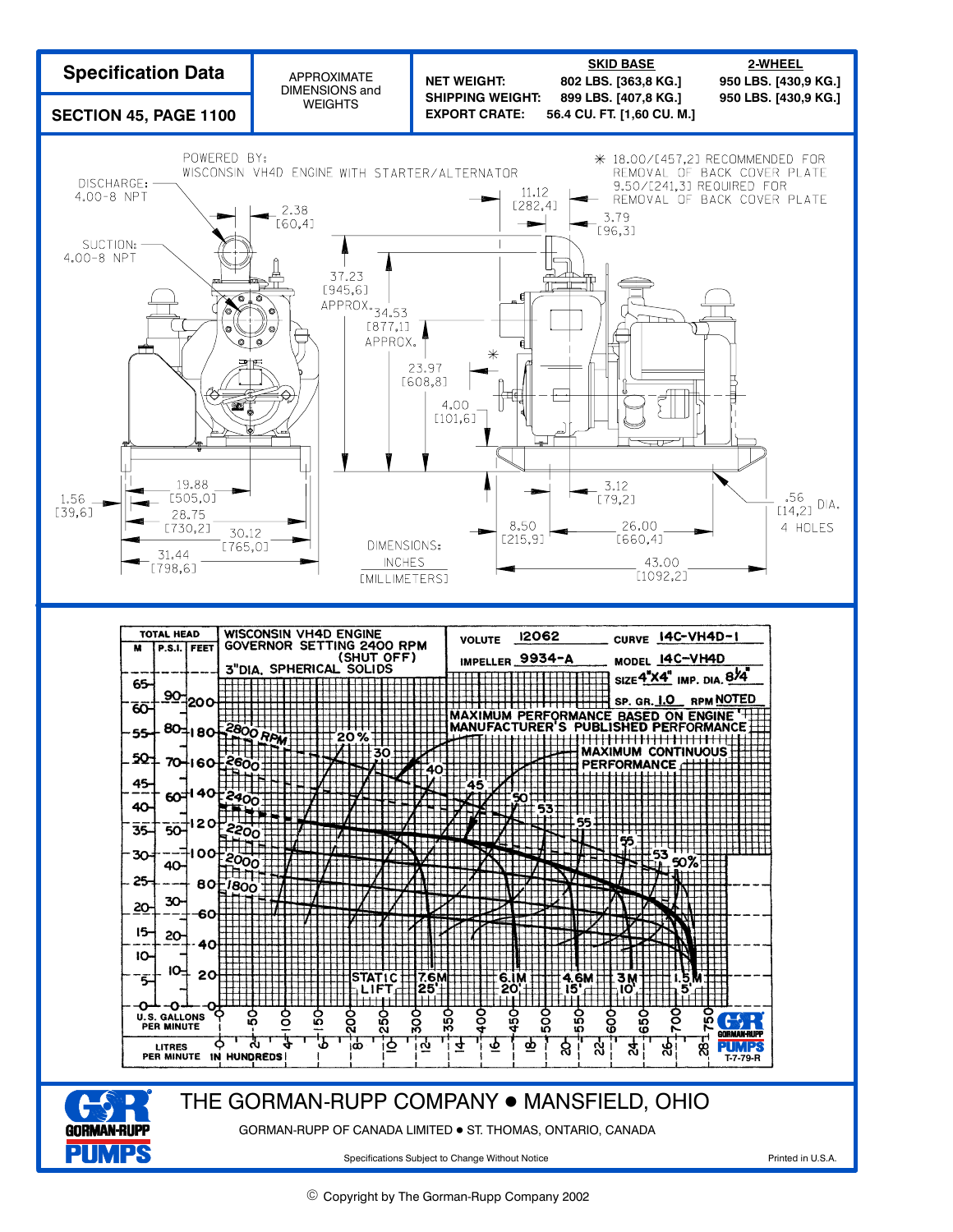# Specification Data

**SECTION 45, PAGE 1100**

APPROXIMATE DIMENSIONS and WEIGHTS

| | SKID BASE | 2-WHEEL |
|---|---|---|
| NET WEIGHT: | 802 LBS. [363,8 KG.] | 950 LBS. [430,9 KG.] |
| SHIPPING WEIGHT: | 899 LBS. [407,8 KG.] | 950 LBS. [430,9 KG.] |
| EXPORT CRATE: | 56.4 CU. FT. [1,60 CU. M.] | |

POWERED BY:
WISCONSIN VH4D ENGINE WITH STARTER/ALTERNATOR

DISCHARGE: 4.00-8 NPT

SUCTION: 4.00-8 NPT

* 18.00/[457,2] RECOMMENDED FOR REMOVAL OF BACK COVER PLATE
9.50/[241,3] REQUIRED FOR REMOVAL OF BACK COVER PLATE

2.38 [60,4]
37.23 [945,6] APPROX.
34.53 [877,1] APPROX.
23.97 [608,8]
4.00 [101,6]
11.12 [282,4]
3.79 [96,3]
1.56 [39,6]
19.88 [505,0]
28.75 [730,2]
30.12 [765,0]
31.44 [798,6]
3.12 [79,2]
8.50 [215,9]
26.00 [660,4]
43.00 [1092,2]
.56 [14,2] DIA. 4 HOLES

DIMENSIONS: INCHES [MILLIMETERS]

TOTAL HEAD
M | P.S.I. | FEET

WISCONSIN VH4D ENGINE
GOVERNOR SETTING 2400 RPM (SHUT OFF)
3"DIA. SPHERICAL SOLIDS

VOLUTE 12062
CURVE 14C-VH4D-1
IMPELLER 9934-A
MODEL 14C-VH4D
SIZE 4"X4" IMP. DIA. 8¼"
SP. GR. 1.0 RPM NOTED

MAXIMUM PERFORMANCE BASED ON ENGINE MANUFACTURER'S PUBLISHED PERFORMANCE

MAXIMUM CONTINUOUS PERFORMANCE

2800 RPM
2600
2400
2200
2000
1800

20% 30 40 45 50 53 55 55 53 50%

STATIC LIFT
7.6M 25'
6.1M 20'
4.6M 15'
3M 10'
1.5M 5'

U.S. GALLONS PER MINUTE
LITRES PER MINUTE IN HUNDREDS

T-7-79-R

THE GORMAN-RUPP COMPANY ● MANSFIELD, OHIO

GORMAN-RUPP OF CANADA LIMITED ● ST. THOMAS, ONTARIO, CANADA

Specifications Subject to Change Without Notice

Printed in U.S.A.

© Copyright by The Gorman-Rupp Company 2002